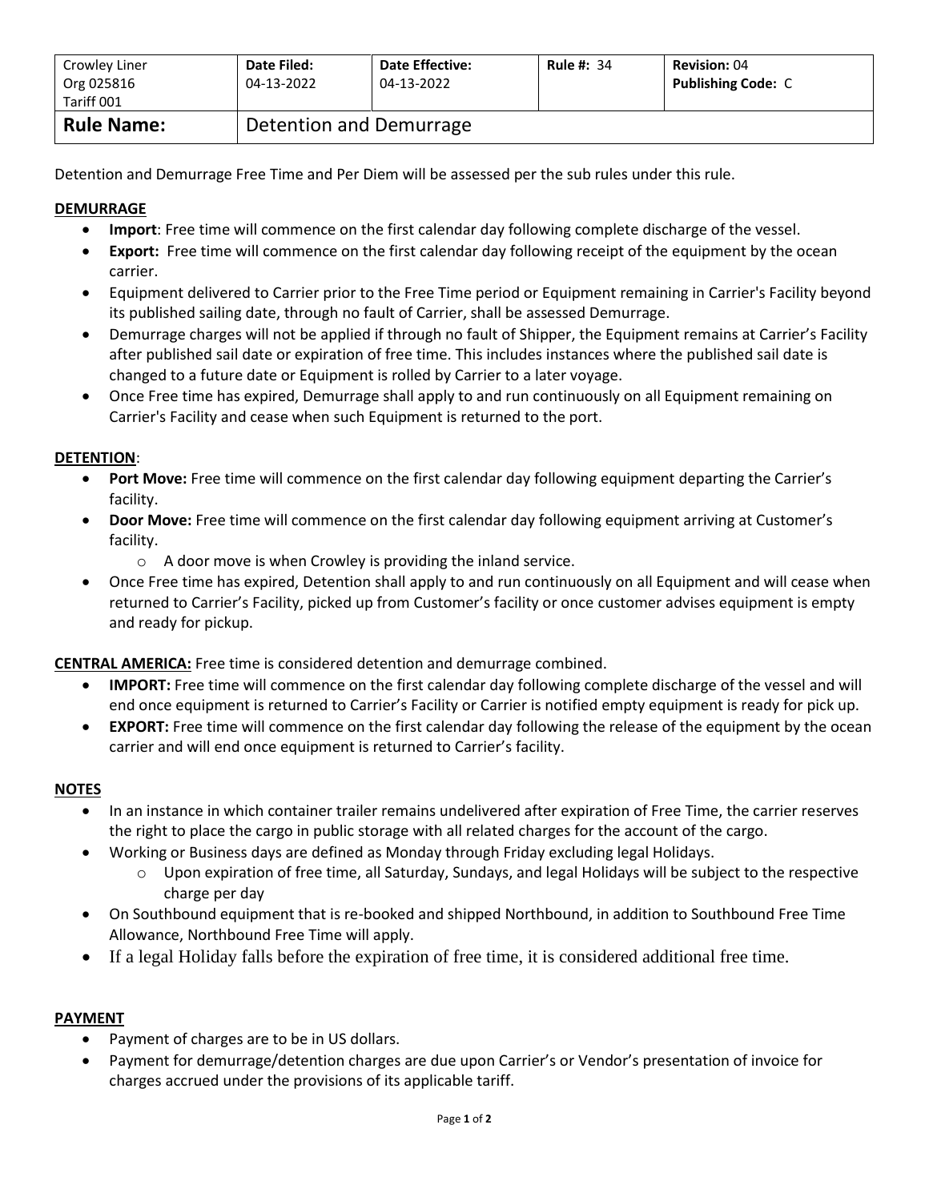| Crowley Liner<br>Org 025816<br>Tariff 001 | **Date Filed:**<br>04-13-2022 | **Date Effective:**<br>04-13-2022 | **Rule #:** 34 | **Revision:** 04<br>**Publishing Code:** C |
|---|---|---|---|---|
| **Rule Name:** | Detention and Demurrage | | | |

Detention and Demurrage Free Time and Per Diem will be assessed per the sub rules under this rule.

**DEMURRAGE**

- **Import**: Free time will commence on the first calendar day following complete discharge of the vessel.
- **Export:** Free time will commence on the first calendar day following receipt of the equipment by the ocean carrier.
- Equipment delivered to Carrier prior to the Free Time period or Equipment remaining in Carrier's Facility beyond its published sailing date, through no fault of Carrier, shall be assessed Demurrage.
- Demurrage charges will not be applied if through no fault of Shipper, the Equipment remains at Carrier's Facility after published sail date or expiration of free time. This includes instances where the published sail date is changed to a future date or Equipment is rolled by Carrier to a later voyage.
- Once Free time has expired, Demurrage shall apply to and run continuously on all Equipment remaining on Carrier's Facility and cease when such Equipment is returned to the port.

**DETENTION**:

- **Port Move:** Free time will commence on the first calendar day following equipment departing the Carrier's facility.
- **Door Move:** Free time will commence on the first calendar day following equipment arriving at Customer's facility.
  - A door move is when Crowley is providing the inland service.
- Once Free time has expired, Detention shall apply to and run continuously on all Equipment and will cease when returned to Carrier's Facility, picked up from Customer's facility or once customer advises equipment is empty and ready for pickup.

**CENTRAL AMERICA:** Free time is considered detention and demurrage combined.

- **IMPORT:** Free time will commence on the first calendar day following complete discharge of the vessel and will end once equipment is returned to Carrier's Facility or Carrier is notified empty equipment is ready for pick up.
- **EXPORT:** Free time will commence on the first calendar day following the release of the equipment by the ocean carrier and will end once equipment is returned to Carrier's facility.

**NOTES**

- In an instance in which container trailer remains undelivered after expiration of Free Time, the carrier reserves the right to place the cargo in public storage with all related charges for the account of the cargo.
- Working or Business days are defined as Monday through Friday excluding legal Holidays.
  - Upon expiration of free time, all Saturday, Sundays, and legal Holidays will be subject to the respective charge per day
- On Southbound equipment that is re-booked and shipped Northbound, in addition to Southbound Free Time Allowance, Northbound Free Time will apply.
- If a legal Holiday falls before the expiration of free time, it is considered additional free time.

**PAYMENT**

- Payment of charges are to be in US dollars.
- Payment for demurrage/detention charges are due upon Carrier's or Vendor's presentation of invoice for charges accrued under the provisions of its applicable tariff.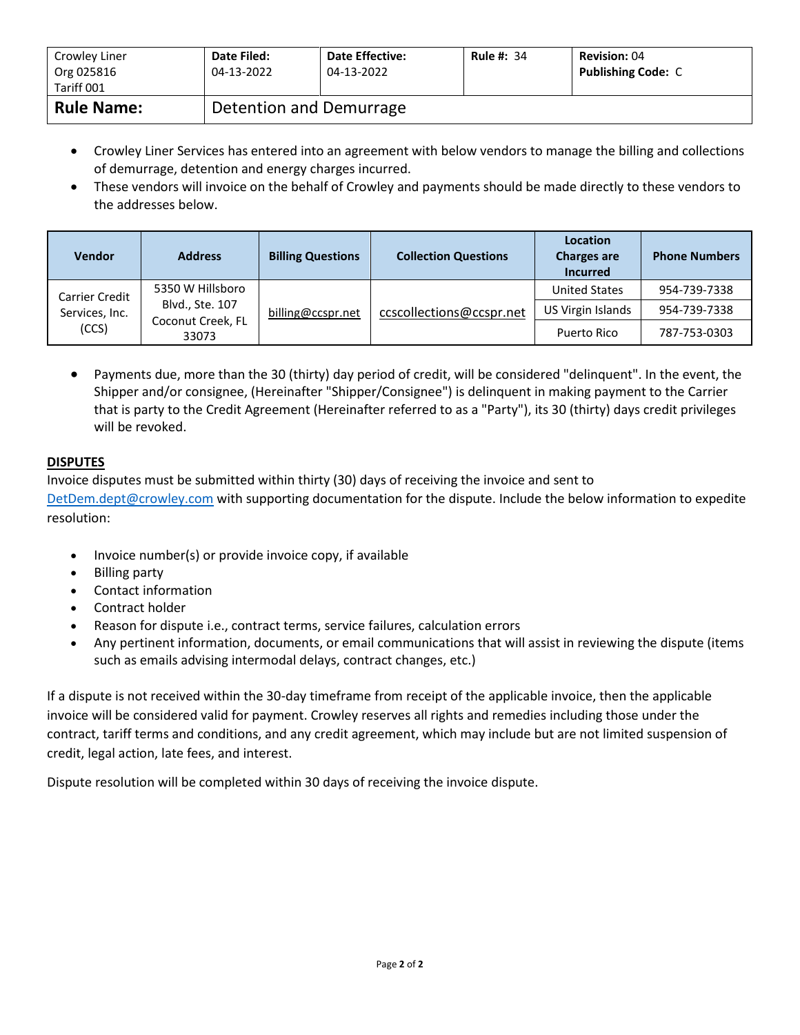| Crowley Liner<br>Org 025816<br>Tariff 001 | **Date Filed:**<br>04-13-2022 | **Date Effective:**<br>04-13-2022 | **Rule #:** 34 | **Revision:** 04<br>**Publishing Code:** C |
|---|---|---|---|---|
| **Rule Name:** | Detention and Demurrage | | | |

- Crowley Liner Services has entered into an agreement with below vendors to manage the billing and collections of demurrage, detention and energy charges incurred.
- These vendors will invoice on the behalf of Crowley and payments should be made directly to these vendors to the addresses below.

| Vendor | Address | Billing Questions | Collection Questions | Location Charges are Incurred | Phone Numbers |
|---|---|---|---|---|---|
| Carrier Credit Services, Inc. (CCS) | 5350 W Hillsboro Blvd., Ste. 107 Coconut Creek, FL 33073 | billing@ccspr.net | ccscollections@ccspr.net | United States | 954-739-7338 |
| | | | | US Virgin Islands | 954-739-7338 |
| | | | | Puerto Rico | 787-753-0303 |

- Payments due, more than the 30 (thirty) day period of credit, will be considered "delinquent". In the event, the Shipper and/or consignee, (Hereinafter "Shipper/Consignee") is delinquent in making payment to the Carrier that is party to the Credit Agreement (Hereinafter referred to as a "Party"), its 30 (thirty) days credit privileges will be revoked.

**DISPUTES**

Invoice disputes must be submitted within thirty (30) days of receiving the invoice and sent to DetDem.dept@crowley.com with supporting documentation for the dispute. Include the below information to expedite resolution:

- Invoice number(s) or provide invoice copy, if available
- Billing party
- Contact information
- Contract holder
- Reason for dispute i.e., contract terms, service failures, calculation errors
- Any pertinent information, documents, or email communications that will assist in reviewing the dispute (items such as emails advising intermodal delays, contract changes, etc.)

If a dispute is not received within the 30-day timeframe from receipt of the applicable invoice, then the applicable invoice will be considered valid for payment. Crowley reserves all rights and remedies including those under the contract, tariff terms and conditions, and any credit agreement, which may include but are not limited suspension of credit, legal action, late fees, and interest.

Dispute resolution will be completed within 30 days of receiving the invoice dispute.